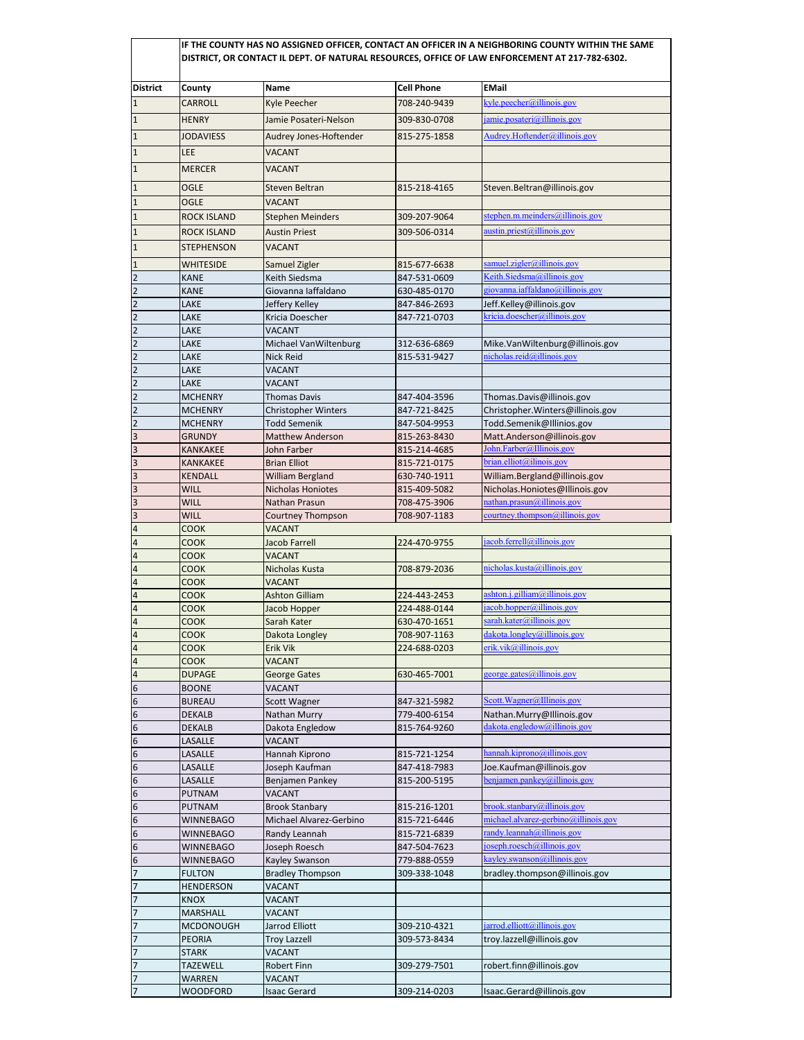**IF THE COUNTY HAS NO ASSIGNED OFFICER, CONTACT AN OFFICER IN A NEIGHBORING COUNTY WITHIN THE SAME DISTRICT, OR CONTACT IL DEPT. OF NATURAL RESOURCES, OFFICE OF LAW ENFORCEMENT AT 217-782-6302.**

| District | County | Name | Cell Phone | EMail |
|---|---|---|---|---|
| 1 | CARROLL | Kyle Peecher | 708-240-9439 | kyle.peecher@illinois.gov |
| 1 | HENRY | Jamie Posateri-Nelson | 309-830-0708 | jamie.posateri@illinois.gov |
| 1 | JODAVIESS | Audrey Jones-Hoftender | 815-275-1858 | Audrey.Hoftender@illinois.gov |
| 1 | LEE | VACANT | | |
| 1 | MERCER | VACANT | | |
| 1 | OGLE | Steven Beltran | 815-218-4165 | Steven.Beltran@illinois.gov |
| 1 | OGLE | VACANT | | |
| 1 | ROCK ISLAND | Stephen Meinders | 309-207-9064 | stephen.m.meinders@illinois.gov |
| 1 | ROCK ISLAND | Austin Priest | 309-506-0314 | austin.priest@illinois.gov |
| 1 | STEPHENSON | VACANT | | |
| 1 | WHITESIDE | Samuel Zigler | 815-677-6638 | samuel.zigler@illinois.gov |
| 2 | KANE | Keith Siedsma | 847-531-0609 | Keith.Siedsma@illinois.gov |
| 2 | KANE | Giovanna Iaffaldano | 630-485-0170 | giovanna.iaffaldano@illinois.gov |
| 2 | LAKE | Jeffery Kelley | 847-846-2693 | Jeff.Kelley@illinois.gov |
| 2 | LAKE | Kricia Doescher | 847-721-0703 | kricia.doescher@illinois.gov |
| 2 | LAKE | VACANT | | |
| 2 | LAKE | Michael VanWiltenburg | 312-636-6869 | Mike.VanWiltenburg@illinois.gov |
| 2 | LAKE | Nick Reid | 815-531-9427 | nicholas.reid@illinois.gov |
| 2 | LAKE | VACANT | | |
| 2 | LAKE | VACANT | | |
| 2 | MCHENRY | Thomas Davis | 847-404-3596 | Thomas.Davis@illinois.gov |
| 2 | MCHENRY | Christopher Winters | 847-721-8425 | Christopher.Winters@illinois.gov |
| 2 | MCHENRY | Todd Semenik | 847-504-9953 | Todd.Semenik@Illinois.gov |
| 3 | GRUNDY | Matthew Anderson | 815-263-8430 | Matt.Anderson@illinois.gov |
| 3 | KANKAKEE | John Farber | 815-214-4685 | John.Farber@Illinois.gov |
| 3 | KANKAKEE | Brian Elliot | 815-721-0175 | brian.elliot@ilinois.gov |
| 3 | KENDALL | William Bergland | 630-740-1911 | William.Bergland@illinois.gov |
| 3 | WILL | Nicholas Honiotes | 815-409-5082 | Nicholas.Honiotes@Illinois.gov |
| 3 | WILL | Nathan Prasun | 708-475-3906 | nathan.prasun@illinois.gov |
| 3 | WILL | Courtney Thompson | 708-907-1183 | courtney.thompson@illinois.gov |
| 4 | COOK | VACANT | | |
| 4 | COOK | Jacob Farrell | 224-470-9755 | jacob.ferrell@illinois.gov |
| 4 | COOK | VACANT | | |
| 4 | COOK | Nicholas Kusta | 708-879-2036 | nicholas.kusta@illinois.gov |
| 4 | COOK | VACANT | | |
| 4 | COOK | Ashton Gilliam | 224-443-2453 | ashton.j.gilliam@illinois.gov |
| 4 | COOK | Jacob Hopper | 224-488-0144 | jacob.hopper@illinois.gov |
| 4 | COOK | Sarah Kater | 630-470-1651 | sarah.kater@illinois.gov |
| 4 | COOK | Dakota Longley | 708-907-1163 | dakota.longley@illinois.gov |
| 4 | COOK | Erik Vik | 224-688-0203 | erik.vik@illinois.gov |
| 4 | COOK | VACANT | | |
| 4 | DUPAGE | George Gates | 630-465-7001 | george.gates@illinois.gov |
| 6 | BOONE | VACANT | | |
| 6 | BUREAU | Scott Wagner | 847-321-5982 | Scott.Wagner@Illinois.gov |
| 6 | DEKALB | Nathan Murry | 779-400-6154 | Nathan.Murry@Illinois.gov |
| 6 | DEKALB | Dakota Engledow | 815-764-9260 | dakota.engledow@illinois.gov |
| 6 | LASALLE | VACANT | | |
| 6 | LASALLE | Hannah Kiprono | 815-721-1254 | hannah.kiprono@illinois.gov |
| 6 | LASALLE | Joseph Kaufman | 847-418-7983 | Joe.Kaufman@illinois.gov |
| 6 | LASALLE | Benjamen Pankey | 815-200-5195 | benjamen.pankey@illinois.gov |
| 6 | PUTNAM | VACANT | | |
| 6 | PUTNAM | Brook Stanbary | 815-216-1201 | brook.stanbary@illinois.gov |
| 6 | WINNEBAGO | Michael Alvarez-Gerbino | 815-721-6446 | michael.alvarez-gerbino@illinois.gov |
| 6 | WINNEBAGO | Randy Leannah | 815-721-6839 | randy.leannah@illinois.gov |
| 6 | WINNEBAGO | Joseph Roesch | 847-504-7623 | joseph.roesch@illinois.gov |
| 6 | WINNEBAGO | Kayley Swanson | 779-888-0559 | kayley.swanson@illinois.gov |
| 7 | FULTON | Bradley Thompson | 309-338-1048 | bradley.thompson@illinois.gov |
| 7 | HENDERSON | VACANT | | |
| 7 | KNOX | VACANT | | |
| 7 | MARSHALL | VACANT | | |
| 7 | MCDONOUGH | Jarrod Elliott | 309-210-4321 | jarrod.elliott@illinois.gov |
| 7 | PEORIA | Troy Lazzell | 309-573-8434 | troy.lazzell@illinois.gov |
| 7 | STARK | VACANT | | |
| 7 | TAZEWELL | Robert Finn | 309-279-7501 | robert.finn@illinois.gov |
| 7 | WARREN | VACANT | | |
| 7 | WOODFORD | Isaac Gerard | 309-214-0203 | Isaac.Gerard@illinois.gov |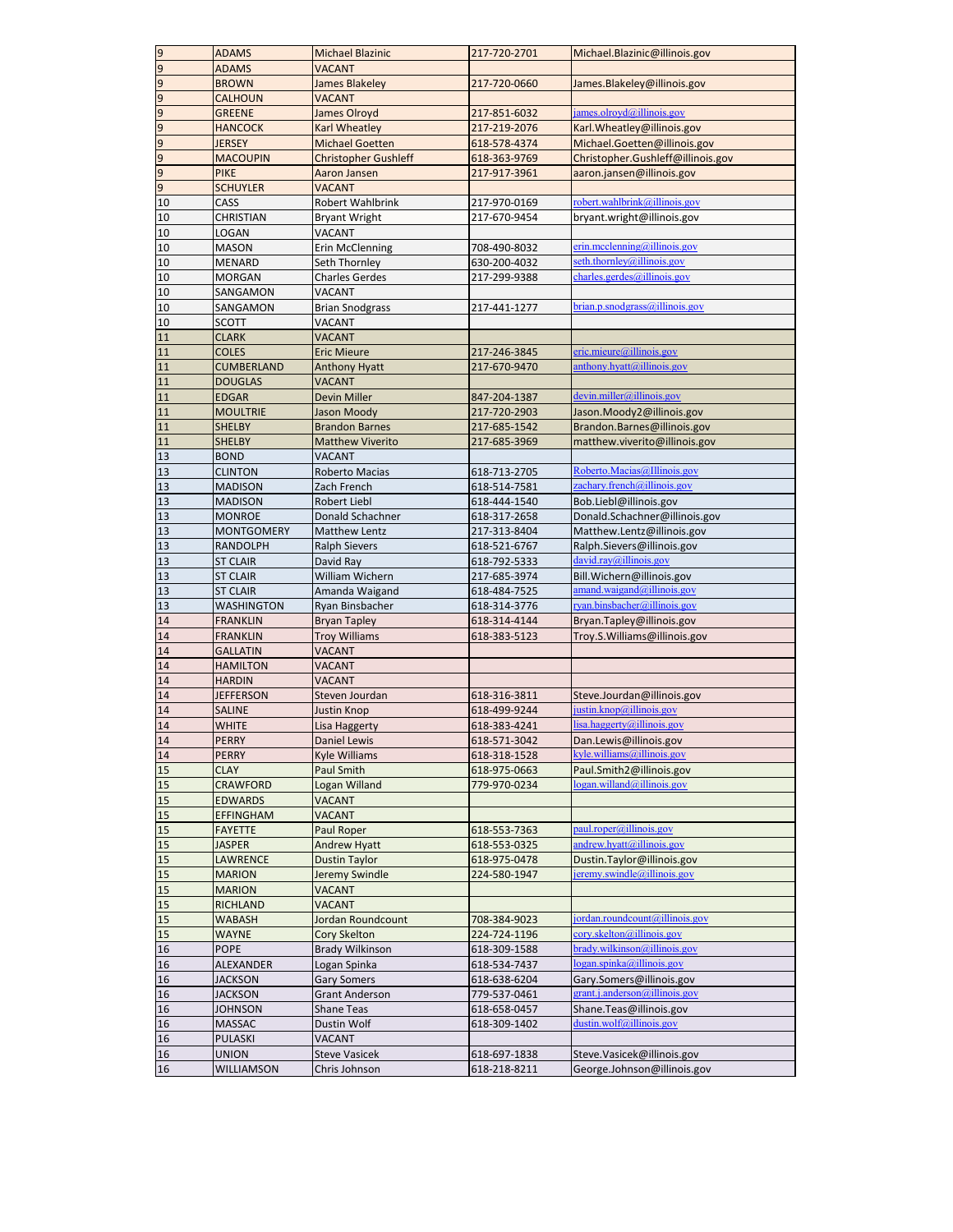| | | | | |
|---|---|---|---|---|
| 9 | ADAMS | Michael Blazinic | 217-720-2701 | Michael.Blazinic@illinois.gov |
| 9 | ADAMS | VACANT | | |
| 9 | BROWN | James Blakeley | 217-720-0660 | James.Blakeley@illinois.gov |
| 9 | CALHOUN | VACANT | | |
| 9 | GREENE | James Olroyd | 217-851-6032 | james.olroyd@illinois.gov |
| 9 | HANCOCK | Karl Wheatley | 217-219-2076 | Karl.Wheatley@illinois.gov |
| 9 | JERSEY | Michael Goetten | 618-578-4374 | Michael.Goetten@illinois.gov |
| 9 | MACOUPIN | Christopher Gushleff | 618-363-9769 | Christopher.Gushleff@illinois.gov |
| 9 | PIKE | Aaron Jansen | 217-917-3961 | aaron.jansen@illinois.gov |
| 9 | SCHUYLER | VACANT | | |
| 10 | CASS | Robert Wahlbrink | 217-970-0169 | robert.wahlbrink@illinois.gov |
| 10 | CHRISTIAN | Bryant Wright | 217-670-9454 | bryant.wright@illinois.gov |
| 10 | LOGAN | VACANT | | |
| 10 | MASON | Erin McClenning | 708-490-8032 | erin.mcclenning@illinois.gov |
| 10 | MENARD | Seth Thornley | 630-200-4032 | seth.thornley@illinois.gov |
| 10 | MORGAN | Charles Gerdes | 217-299-9388 | charles.gerdes@illinois.gov |
| 10 | SANGAMON | VACANT | | |
| 10 | SANGAMON | Brian Snodgrass | 217-441-1277 | brian.p.snodgrass@illinois.gov |
| 10 | SCOTT | VACANT | | |
| 11 | CLARK | VACANT | | |
| 11 | COLES | Eric Mieure | 217-246-3845 | eric.mieure@illinois.gov |
| 11 | CUMBERLAND | Anthony Hyatt | 217-670-9470 | anthony.hyatt@illinois.gov |
| 11 | DOUGLAS | VACANT | | |
| 11 | EDGAR | Devin Miller | 847-204-1387 | devin.miller@illinois.gov |
| 11 | MOULTRIE | Jason Moody | 217-720-2903 | Jason.Moody2@illinois.gov |
| 11 | SHELBY | Brandon Barnes | 217-685-1542 | Brandon.Barnes@illinois.gov |
| 11 | SHELBY | Matthew Viverito | 217-685-3969 | matthew.viverito@illinois.gov |
| 13 | BOND | VACANT | | |
| 13 | CLINTON | Roberto Macias | 618-713-2705 | Roberto.Macias@Illinois.gov |
| 13 | MADISON | Zach French | 618-514-7581 | zachary.french@illinois.gov |
| 13 | MADISON | Robert Liebl | 618-444-1540 | Bob.Liebl@illinois.gov |
| 13 | MONROE | Donald Schachner | 618-317-2658 | Donald.Schachner@illinois.gov |
| 13 | MONTGOMERY | Matthew Lentz | 217-313-8404 | Matthew.Lentz@illinois.gov |
| 13 | RANDOLPH | Ralph Sievers | 618-521-6767 | Ralph.Sievers@illinois.gov |
| 13 | ST CLAIR | David Ray | 618-792-5333 | david.ray@illinois.gov |
| 13 | ST CLAIR | William Wichern | 217-685-3974 | Bill.Wichern@illinois.gov |
| 13 | ST CLAIR | Amanda Waigand | 618-484-7525 | amand.waigand@illinois.gov |
| 13 | WASHINGTON | Ryan Binsbacher | 618-314-3776 | ryan.binsbacher@illinois.gov |
| 14 | FRANKLIN | Bryan Tapley | 618-314-4144 | Bryan.Tapley@illinois.gov |
| 14 | FRANKLIN | Troy Williams | 618-383-5123 | Troy.S.Williams@illinois.gov |
| 14 | GALLATIN | VACANT | | |
| 14 | HAMILTON | VACANT | | |
| 14 | HARDIN | VACANT | | |
| 14 | JEFFERSON | Steven Jourdan | 618-316-3811 | Steve.Jourdan@illinois.gov |
| 14 | SALINE | Justin Knop | 618-499-9244 | justin.knop@illinois.gov |
| 14 | WHITE | Lisa Haggerty | 618-383-4241 | lisa.haggerty@illinois.gov |
| 14 | PERRY | Daniel Lewis | 618-571-3042 | Dan.Lewis@illinois.gov |
| 14 | PERRY | Kyle Williams | 618-318-1528 | kyle.williams@illinois.gov |
| 15 | CLAY | Paul Smith | 618-975-0663 | Paul.Smith2@illinois.gov |
| 15 | CRAWFORD | Logan Willand | 779-970-0234 | logan.willand@illinois.gov |
| 15 | EDWARDS | VACANT | | |
| 15 | EFFINGHAM | VACANT | | |
| 15 | FAYETTE | Paul Roper | 618-553-7363 | paul.roper@illinois.gov |
| 15 | JASPER | Andrew Hyatt | 618-553-0325 | andrew.hyatt@illinois.gov |
| 15 | LAWRENCE | Dustin Taylor | 618-975-0478 | Dustin.Taylor@illinois.gov |
| 15 | MARION | Jeremy Swindle | 224-580-1947 | jeremy.swindle@illinois.gov |
| 15 | MARION | VACANT | | |
| 15 | RICHLAND | VACANT | | |
| 15 | WABASH | Jordan Roundcount | 708-384-9023 | jordan.roundcount@illinois.gov |
| 15 | WAYNE | Cory Skelton | 224-724-1196 | cory.skelton@illinois.gov |
| 16 | POPE | Brady Wilkinson | 618-309-1588 | brady.wilkinson@illinois.gov |
| 16 | ALEXANDER | Logan Spinka | 618-534-7437 | logan.spinka@illinois.gov |
| 16 | JACKSON | Gary Somers | 618-638-6204 | Gary.Somers@illinois.gov |
| 16 | JACKSON | Grant Anderson | 779-537-0461 | grant.j.anderson@illinois.gov |
| 16 | JOHNSON | Shane Teas | 618-658-0457 | Shane.Teas@illinois.gov |
| 16 | MASSAC | Dustin Wolf | 618-309-1402 | dustin.wolf@illinois.gov |
| 16 | PULASKI | VACANT | | |
| 16 | UNION | Steve Vasicek | 618-697-1838 | Steve.Vasicek@illinois.gov |
| 16 | WILLIAMSON | Chris Johnson | 618-218-8211 | George.Johnson@illinois.gov |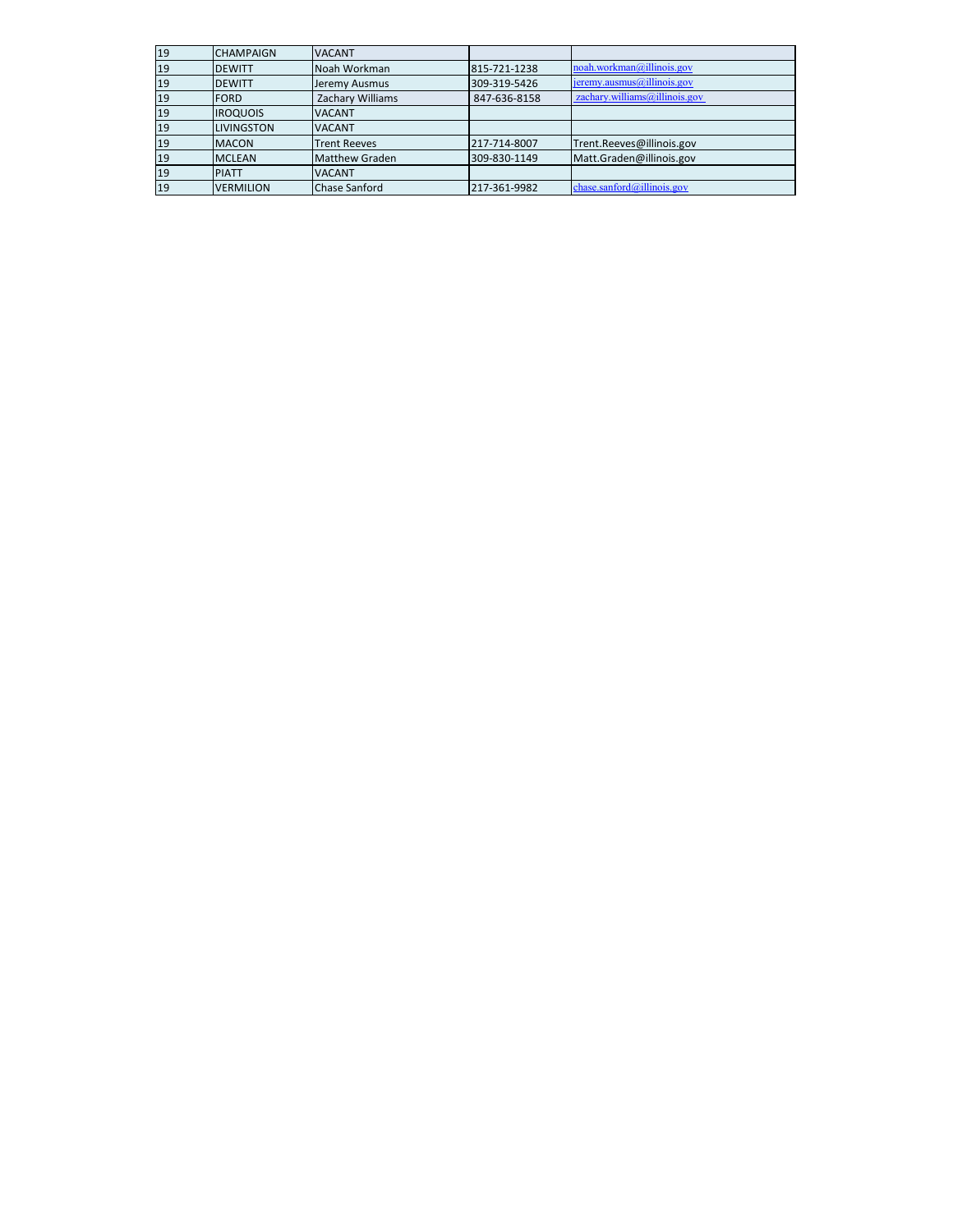| | | | | |
|---|---|---|---|---|
| 19 | CHAMPAIGN | VACANT | | |
| 19 | DEWITT | Noah Workman | 815-721-1238 | noah.workman@illinois.gov |
| 19 | DEWITT | Jeremy Ausmus | 309-319-5426 | jeremy.ausmus@illinois.gov |
| 19 | FORD | Zachary Williams | 847-636-8158 | zachary.williams@illinois.gov |
| 19 | IROQUOIS | VACANT | | |
| 19 | LIVINGSTON | VACANT | | |
| 19 | MACON | Trent Reeves | 217-714-8007 | Trent.Reeves@illinois.gov |
| 19 | MCLEAN | Matthew Graden | 309-830-1149 | Matt.Graden@illinois.gov |
| 19 | PIATT | VACANT | | |
| 19 | VERMILION | Chase Sanford | 217-361-9982 | chase.sanford@illinois.gov |